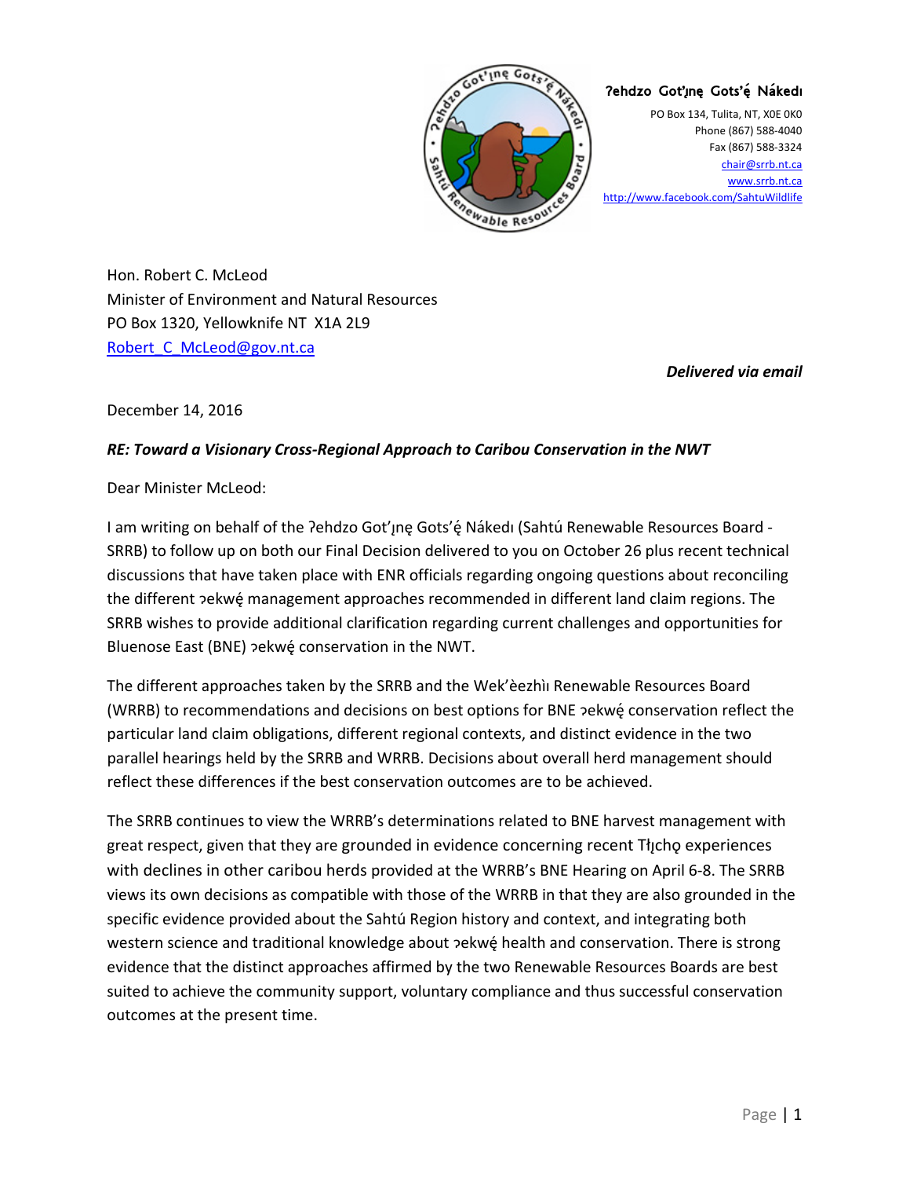**ʔehdzo Got'ı̨nę Gots'ę́ Nákedı**

PO Box 134, Tulita, NT, X0E 0K0
Phone (867) 588-4040
Fax (867) 588-3324
chair@srrb.nt.ca
www.srrb.nt.ca
http://www.facebook.com/SahtuWildlife

Hon. Robert C. McLeod
Minister of Environment and Natural Resources
PO Box 1320, Yellowknife NT X1A 2L9
Robert_C_McLeod@gov.nt.ca

***Delivered via email***

December 14, 2016

***RE: Toward a Visionary Cross-Regional Approach to Caribou Conservation in the NWT***

Dear Minister McLeod:

I am writing on behalf of the ʔehdzo Got'ı̨nę Gots'ę́ Nákedı (Sahtú Renewable Resources Board - SRRB) to follow up on both our Final Decision delivered to you on October 26 plus recent technical discussions that have taken place with ENR officials regarding ongoing questions about reconciling the different ɂekwę́ management approaches recommended in different land claim regions. The SRRB wishes to provide additional clarification regarding current challenges and opportunities for Bluenose East (BNE) ɂekwę́ conservation in the NWT.

The different approaches taken by the SRRB and the Wek'èezhìı Renewable Resources Board (WRRB) to recommendations and decisions on best options for BNE ɂekwę́ conservation reflect the particular land claim obligations, different regional contexts, and distinct evidence in the two parallel hearings held by the SRRB and WRRB. Decisions about overall herd management should reflect these differences if the best conservation outcomes are to be achieved.

The SRRB continues to view the WRRB's determinations related to BNE harvest management with great respect, given that they are grounded in evidence concerning recent Tłı̨chǫ experiences with declines in other caribou herds provided at the WRRB's BNE Hearing on April 6-8. The SRRB views its own decisions as compatible with those of the WRRB in that they are also grounded in the specific evidence provided about the Sahtú Region history and context, and integrating both western science and traditional knowledge about ɂekwę́ health and conservation. There is strong evidence that the distinct approaches affirmed by the two Renewable Resources Boards are best suited to achieve the community support, voluntary compliance and thus successful conservation outcomes at the present time.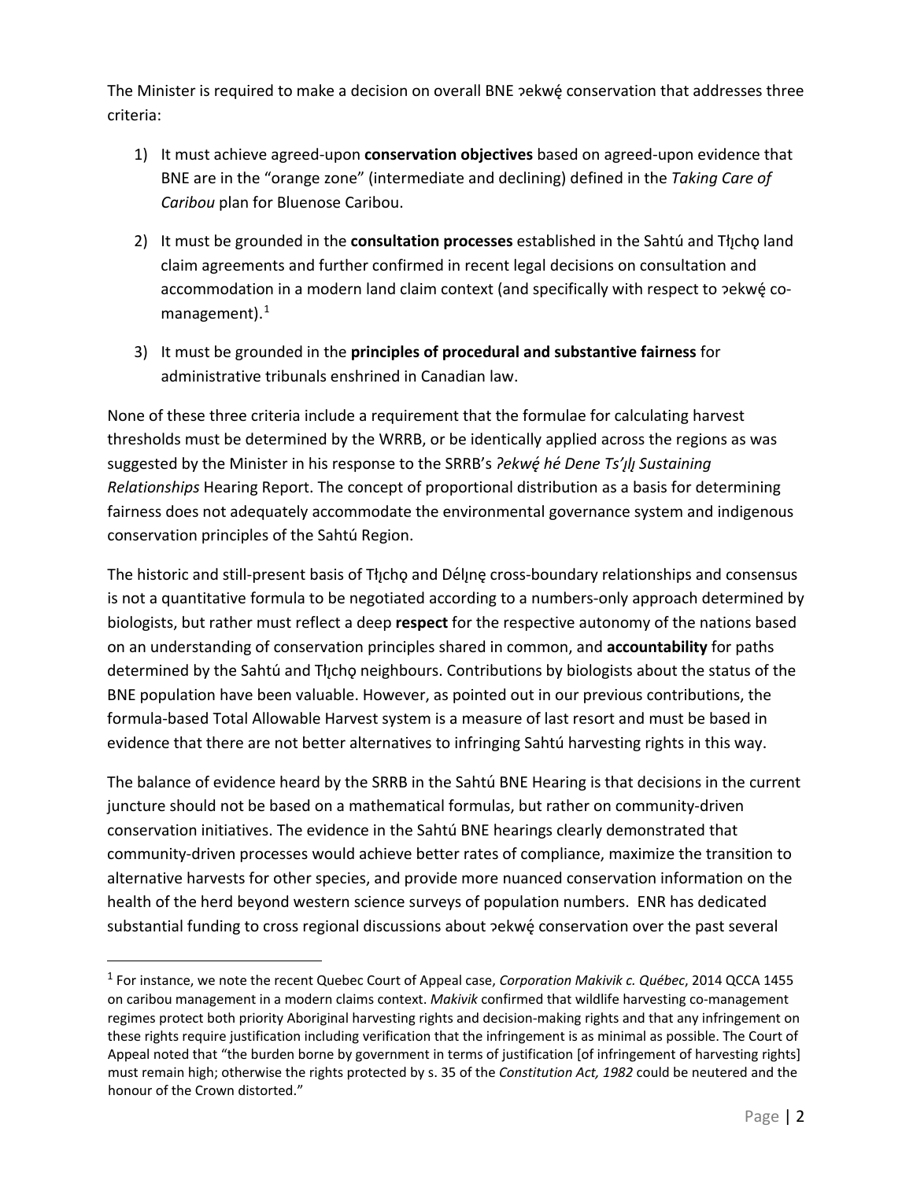The Minister is required to make a decision on overall BNE ɂekwę́ conservation that addresses three criteria:

1) It must achieve agreed-upon **conservation objectives** based on agreed-upon evidence that BNE are in the "orange zone" (intermediate and declining) defined in the *Taking Care of Caribou* plan for Bluenose Caribou.

2) It must be grounded in the **consultation processes** established in the Sahtú and Tłı̨chǫ land claim agreements and further confirmed in recent legal decisions on consultation and accommodation in a modern land claim context (and specifically with respect to ɂekwę́ co-management).[1]

3) It must be grounded in the **principles of procedural and substantive fairness** for administrative tribunals enshrined in Canadian law.

None of these three criteria include a requirement that the formulae for calculating harvest thresholds must be determined by the WRRB, or be identically applied across the regions as was suggested by the Minister in his response to the SRRB's *ʔekwę́ hé Dene Ts'ı̨lı̨ Sustaining Relationships* Hearing Report. The concept of proportional distribution as a basis for determining fairness does not adequately accommodate the environmental governance system and indigenous conservation principles of the Sahtú Region.

The historic and still-present basis of Tłı̨chǫ and Délı̨nę cross-boundary relationships and consensus is not a quantitative formula to be negotiated according to a numbers-only approach determined by biologists, but rather must reflect a deep **respect** for the respective autonomy of the nations based on an understanding of conservation principles shared in common, and **accountability** for paths determined by the Sahtú and Tłı̨chǫ neighbours. Contributions by biologists about the status of the BNE population have been valuable. However, as pointed out in our previous contributions, the formula-based Total Allowable Harvest system is a measure of last resort and must be based in evidence that there are not better alternatives to infringing Sahtú harvesting rights in this way.

The balance of evidence heard by the SRRB in the Sahtú BNE Hearing is that decisions in the current juncture should not be based on a mathematical formulas, but rather on community-driven conservation initiatives. The evidence in the Sahtú BNE hearings clearly demonstrated that community-driven processes would achieve better rates of compliance, maximize the transition to alternative harvests for other species, and provide more nuanced conservation information on the health of the herd beyond western science surveys of population numbers. ENR has dedicated substantial funding to cross regional discussions about ɂekwę́ conservation over the past several

[1] For instance, we note the recent Quebec Court of Appeal case, *Corporation Makivik c. Québec*, 2014 QCCA 1455 on caribou management in a modern claims context. *Makivik* confirmed that wildlife harvesting co-management regimes protect both priority Aboriginal harvesting rights and decision-making rights and that any infringement on these rights require justification including verification that the infringement is as minimal as possible. The Court of Appeal noted that "the burden borne by government in terms of justification [of infringement of harvesting rights] must remain high; otherwise the rights protected by s. 35 of the *Constitution Act, 1982* could be neutered and the honour of the Crown distorted."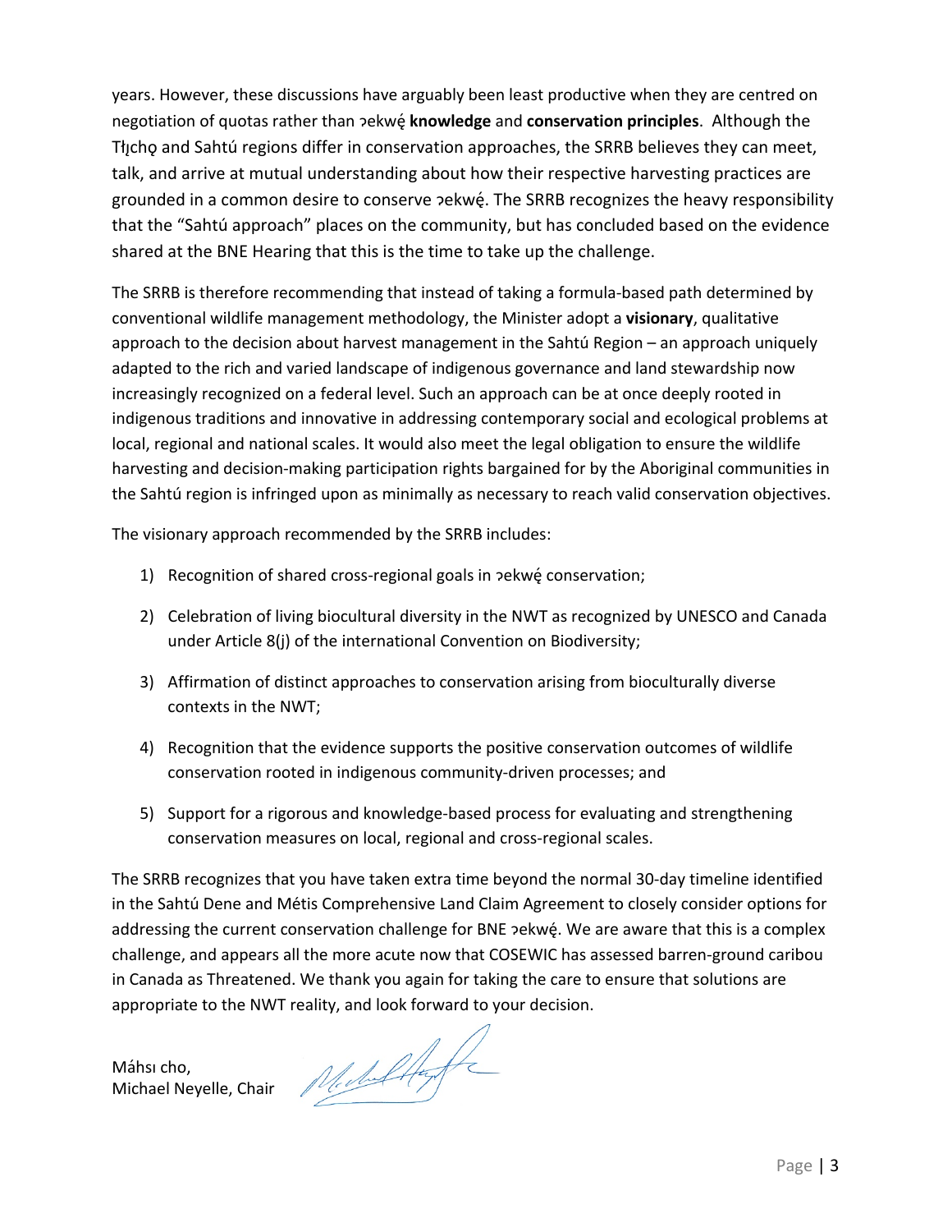years. However, these discussions have arguably been least productive when they are centred on negotiation of quotas rather than ɂekwę́ **knowledge** and **conservation principles**. Although the Tłı̨chǫ and Sahtú regions differ in conservation approaches, the SRRB believes they can meet, talk, and arrive at mutual understanding about how their respective harvesting practices are grounded in a common desire to conserve ɂekwę́. The SRRB recognizes the heavy responsibility that the "Sahtú approach" places on the community, but has concluded based on the evidence shared at the BNE Hearing that this is the time to take up the challenge.

The SRRB is therefore recommending that instead of taking a formula-based path determined by conventional wildlife management methodology, the Minister adopt a **visionary**, qualitative approach to the decision about harvest management in the Sahtú Region – an approach uniquely adapted to the rich and varied landscape of indigenous governance and land stewardship now increasingly recognized on a federal level. Such an approach can be at once deeply rooted in indigenous traditions and innovative in addressing contemporary social and ecological problems at local, regional and national scales. It would also meet the legal obligation to ensure the wildlife harvesting and decision-making participation rights bargained for by the Aboriginal communities in the Sahtú region is infringed upon as minimally as necessary to reach valid conservation objectives.

The visionary approach recommended by the SRRB includes:

1) Recognition of shared cross-regional goals in ɂekwę́ conservation;
2) Celebration of living biocultural diversity in the NWT as recognized by UNESCO and Canada under Article 8(j) of the international Convention on Biodiversity;
3) Affirmation of distinct approaches to conservation arising from bioculturally diverse contexts in the NWT;
4) Recognition that the evidence supports the positive conservation outcomes of wildlife conservation rooted in indigenous community-driven processes; and
5) Support for a rigorous and knowledge-based process for evaluating and strengthening conservation measures on local, regional and cross-regional scales.

The SRRB recognizes that you have taken extra time beyond the normal 30-day timeline identified in the Sahtú Dene and Métis Comprehensive Land Claim Agreement to closely consider options for addressing the current conservation challenge for BNE ɂekwę́. We are aware that this is a complex challenge, and appears all the more acute now that COSEWIC has assessed barren-ground caribou in Canada as Threatened. We thank you again for taking the care to ensure that solutions are appropriate to the NWT reality, and look forward to your decision.

Máhsı cho,
Michael Neyelle, Chair